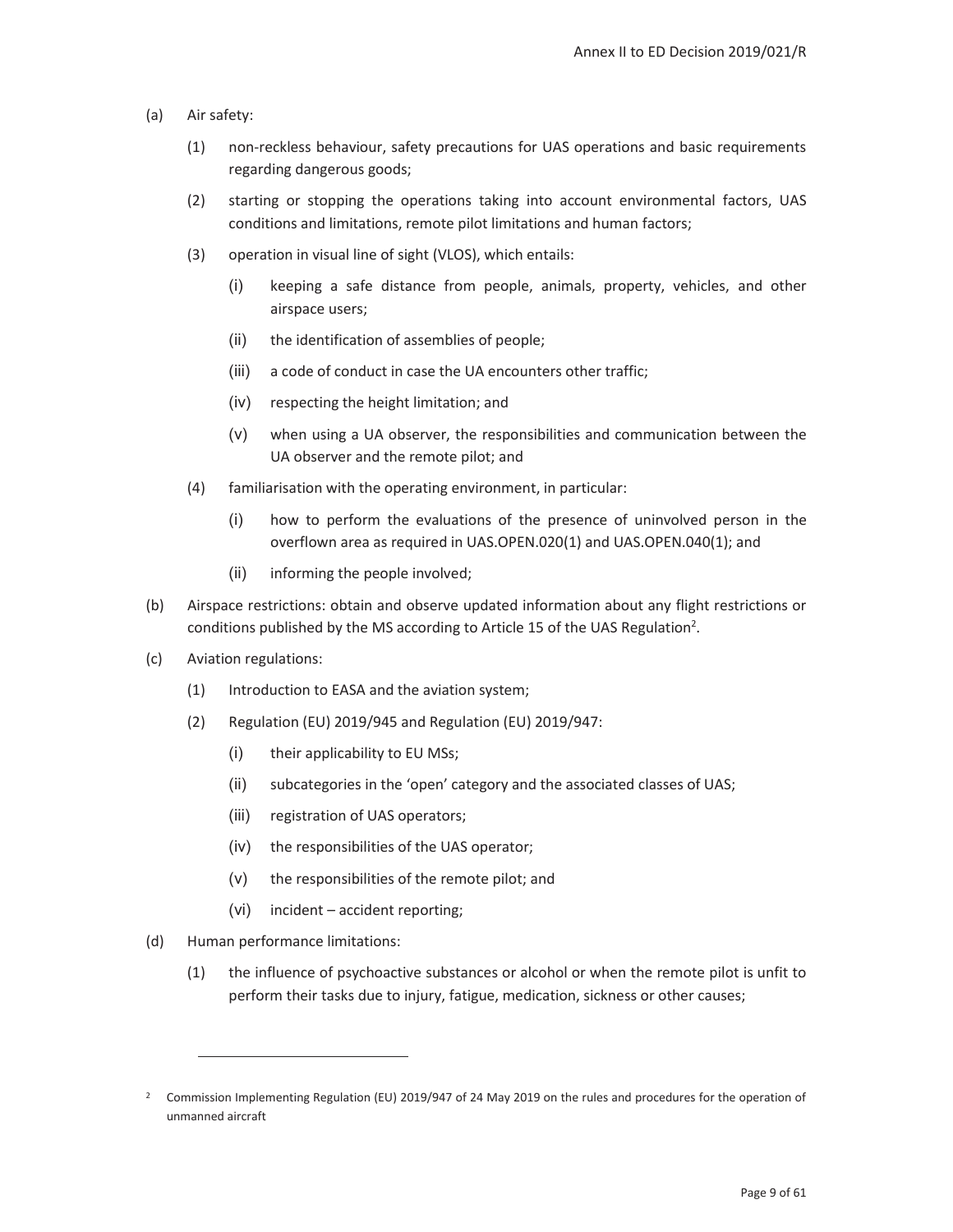(a) Air safety:

 (1) non-reckless behaviour, safety precautions for UAS operations and basic requirements regarding dangerous goods;

 (2) starting or stopping the operations taking into account environmental factors, UAS conditions and limitations, remote pilot limitations and human factors;

 (3) operation in visual line of sight (VLOS), which entails:

  (i) keeping a safe distance from people, animals, property, vehicles, and other airspace users;

  (ii) the identification of assemblies of people;

  (iii) a code of conduct in case the UA encounters other traffic;

  (iv) respecting the height limitation; and

  (v) when using a UA observer, the responsibilities and communication between the UA observer and the remote pilot; and

 (4) familiarisation with the operating environment, in particular:

  (i) how to perform the evaluations of the presence of uninvolved person in the overflown area as required in UAS.OPEN.020(1) and UAS.OPEN.040(1); and

  (ii) informing the people involved;

(b) Airspace restrictions: obtain and observe updated information about any flight restrictions or conditions published by the MS according to Article 15 of the UAS Regulation[2].

(c) Aviation regulations:

 (1) Introduction to EASA and the aviation system;

 (2) Regulation (EU) 2019/945 and Regulation (EU) 2019/947:

  (i) their applicability to EU MSs;

  (ii) subcategories in the 'open' category and the associated classes of UAS;

  (iii) registration of UAS operators;

  (iv) the responsibilities of the UAS operator;

  (v) the responsibilities of the remote pilot; and

  (vi) incident – accident reporting;

(d) Human performance limitations:

 (1) the influence of psychoactive substances or alcohol or when the remote pilot is unfit to perform their tasks due to injury, fatigue, medication, sickness or other causes;

---

[2] Commission Implementing Regulation (EU) 2019/947 of 24 May 2019 on the rules and procedures for the operation of unmanned aircraft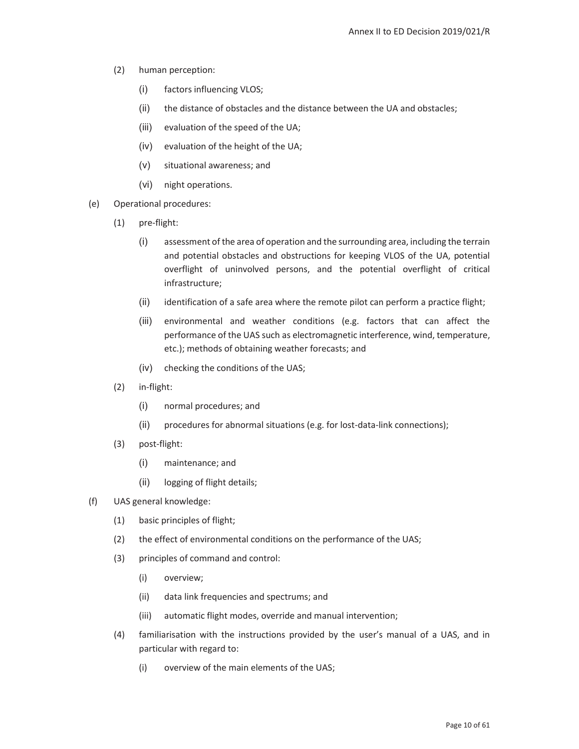- (2) human perception:
  - (i) factors influencing VLOS;
  - (ii) the distance of obstacles and the distance between the UA and obstacles;
  - (iii) evaluation of the speed of the UA;
  - (iv) evaluation of the height of the UA;
  - (v) situational awareness; and
  - (vi) night operations.

(e) Operational procedures:

- (1) pre-flight:
  - (i) assessment of the area of operation and the surrounding area, including the terrain and potential obstacles and obstructions for keeping VLOS of the UA, potential overflight of uninvolved persons, and the potential overflight of critical infrastructure;
  - (ii) identification of a safe area where the remote pilot can perform a practice flight;
  - (iii) environmental and weather conditions (e.g. factors that can affect the performance of the UAS such as electromagnetic interference, wind, temperature, etc.); methods of obtaining weather forecasts; and
  - (iv) checking the conditions of the UAS;
- (2) in-flight:
  - (i) normal procedures; and
  - (ii) procedures for abnormal situations (e.g. for lost-data-link connections);
- (3) post-flight:
  - (i) maintenance; and
  - (ii) logging of flight details;

(f) UAS general knowledge:

- (1) basic principles of flight;
- (2) the effect of environmental conditions on the performance of the UAS;
- (3) principles of command and control:
  - (i) overview;
  - (ii) data link frequencies and spectrums; and
  - (iii) automatic flight modes, override and manual intervention;
- (4) familiarisation with the instructions provided by the user's manual of a UAS, and in particular with regard to:
  - (i) overview of the main elements of the UAS;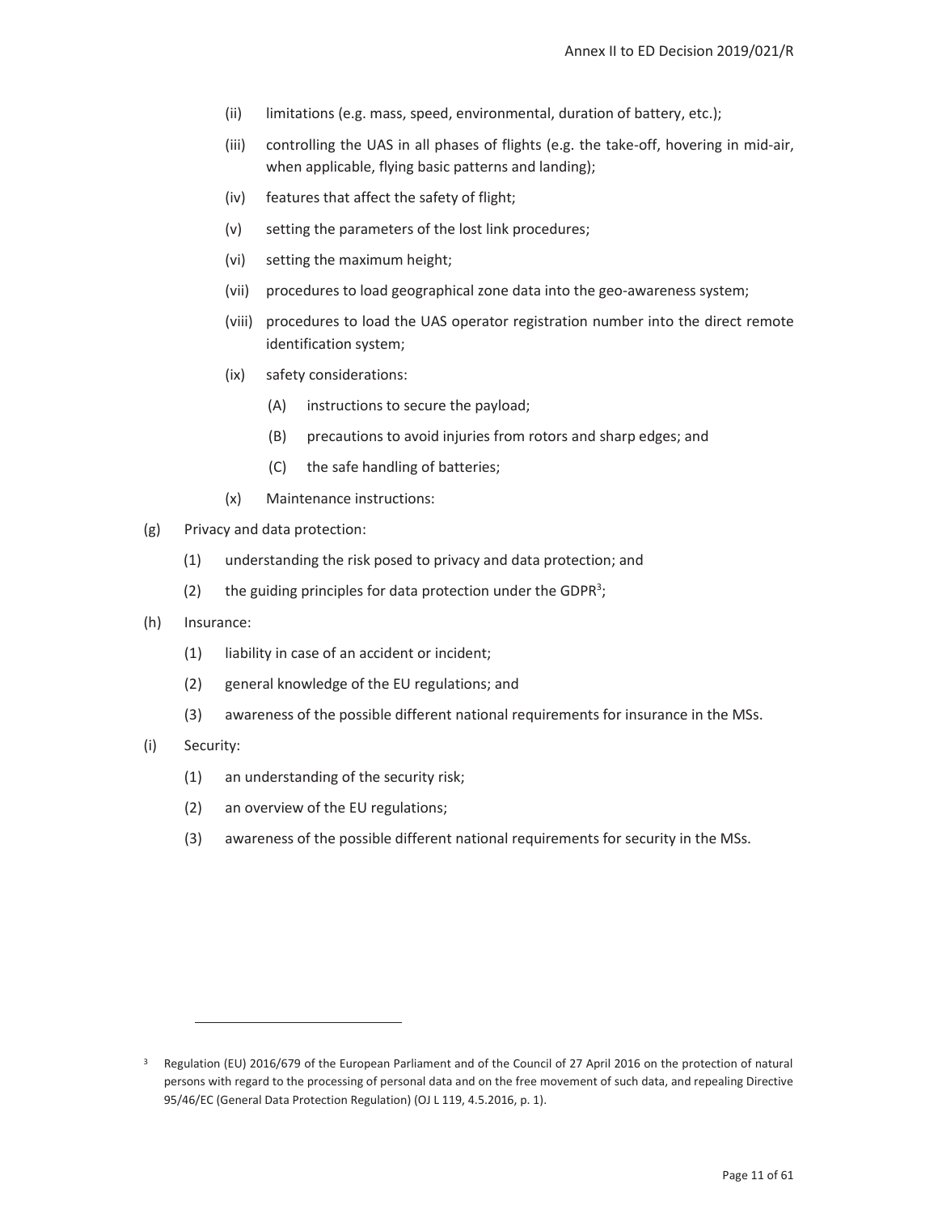(ii) limitations (e.g. mass, speed, environmental, duration of battery, etc.);

(iii) controlling the UAS in all phases of flights (e.g. the take-off, hovering in mid-air, when applicable, flying basic patterns and landing);

(iv) features that affect the safety of flight;

(v) setting the parameters of the lost link procedures;

(vi) setting the maximum height;

(vii) procedures to load geographical zone data into the geo-awareness system;

(viii) procedures to load the UAS operator registration number into the direct remote identification system;

(ix) safety considerations:

(A) instructions to secure the payload;

(B) precautions to avoid injuries from rotors and sharp edges; and

(C) the safe handling of batteries;

(x) Maintenance instructions:

(g) Privacy and data protection:

(1) understanding the risk posed to privacy and data protection; and

(2) the guiding principles for data protection under the GDPR[3];

(h) Insurance:

(1) liability in case of an accident or incident;

(2) general knowledge of the EU regulations; and

(3) awareness of the possible different national requirements for insurance in the MSs.

(i) Security:

(1) an understanding of the security risk;

(2) an overview of the EU regulations;

(3) awareness of the possible different national requirements for security in the MSs.

---

[3] Regulation (EU) 2016/679 of the European Parliament and of the Council of 27 April 2016 on the protection of natural persons with regard to the processing of personal data and on the free movement of such data, and repealing Directive 95/46/EC (General Data Protection Regulation) (OJ L 119, 4.5.2016, p. 1).